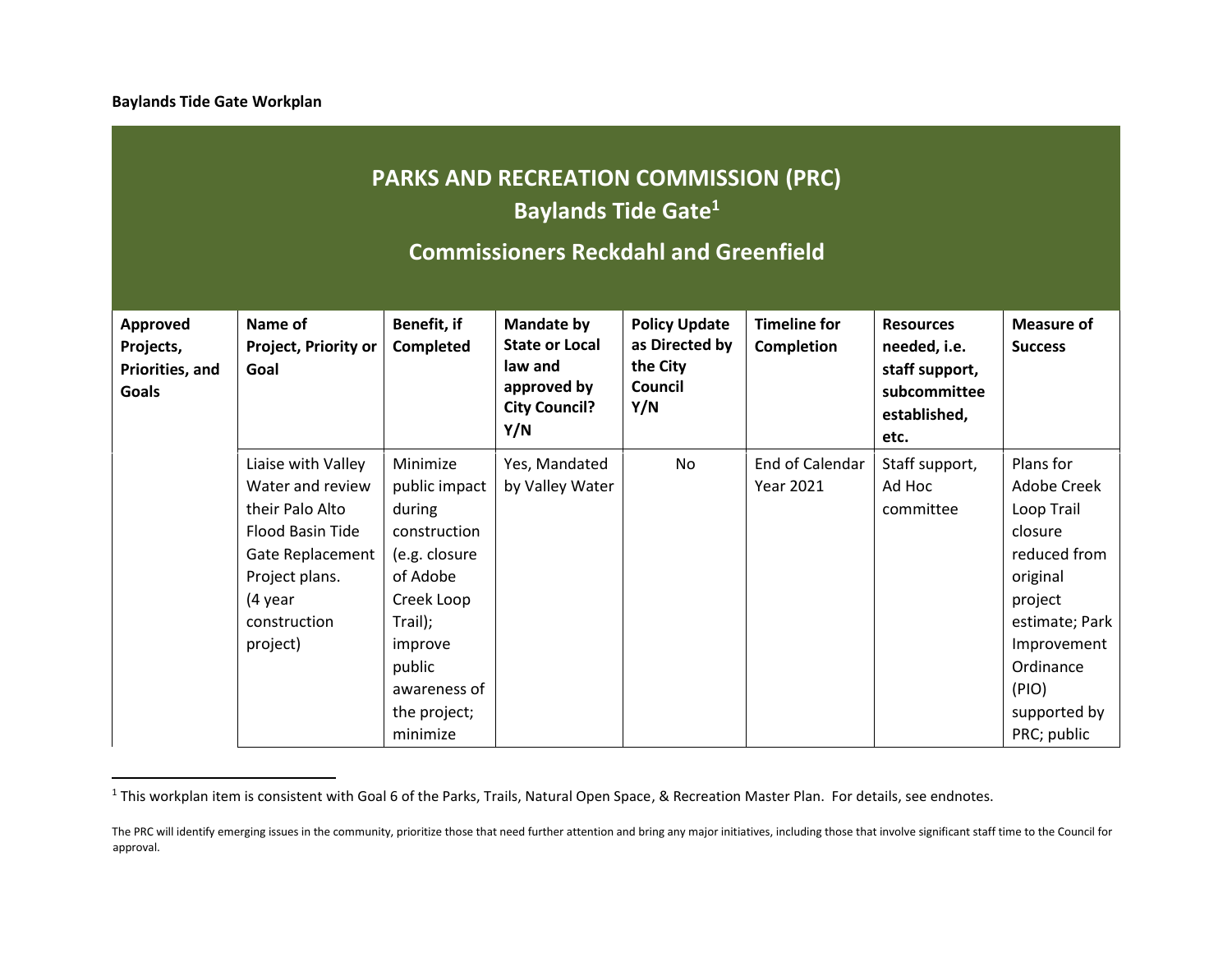**Baylands Tide Gate Workplan**

# PARKS AND RECREATION COMMISSION (PRC)

## Baylands Tide Gate[1]

## Commissioners Reckdahl and Greenfield

| Approved Projects, Priorities, and Goals | Name of Project, Priority or Goal | Benefit, if Completed | Mandate by State or Local law and approved by City Council? Y/N | Policy Update as Directed by the City Council Y/N | Timeline for Completion | Resources needed, i.e. staff support, subcommittee established, etc. | Measure of Success |
|---|---|---|---|---|---|---|---|
| | Liaise with Valley Water and review their Palo Alto Flood Basin Tide Gate Replacement Project plans. (4 year construction project) | Minimize public impact during construction (e.g. closure of Adobe Creek Loop Trail); improve public awareness of the project; minimize | Yes, Mandated by Valley Water | No | End of Calendar Year 2021 | Staff support, Ad Hoc committee | Plans for Adobe Creek Loop Trail closure reduced from original project estimate; Park Improvement Ordinance (PIO) supported by PRC; public |

[1] This workplan item is consistent with Goal 6 of the Parks, Trails, Natural Open Space, & Recreation Master Plan. For details, see endnotes.

The PRC will identify emerging issues in the community, prioritize those that need further attention and bring any major initiatives, including those that involve significant staff time to the Council for approval.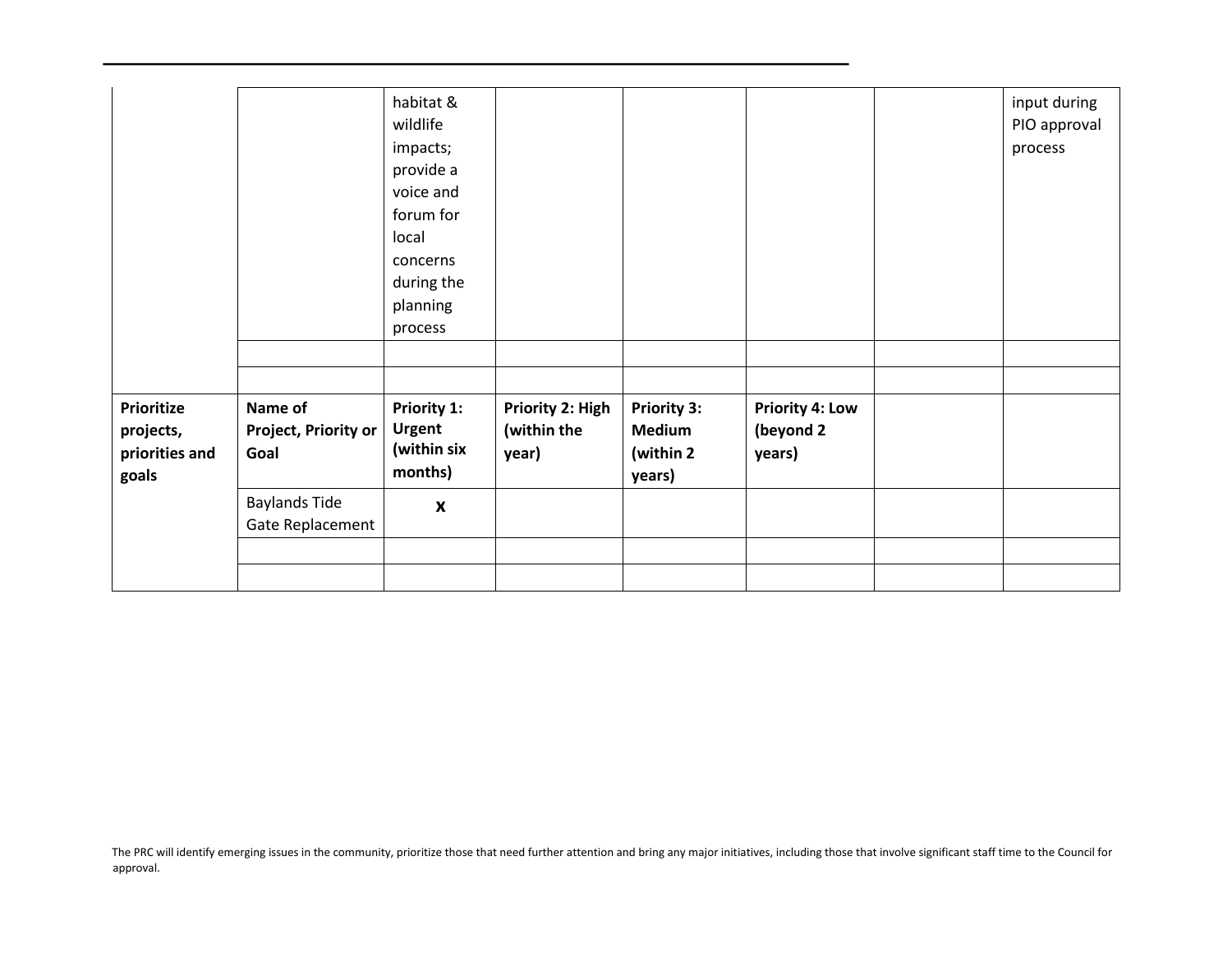| | | | | | | | |
|---|---|---|---|---|---|---|---|
| | | habitat & wildlife impacts; provide a voice and forum for local concerns during the planning process | | | | | input during PIO approval process |
| | | | | | | | |
| | | | | | | | |
| **Prioritize projects, priorities and goals** | **Name of Project, Priority or Goal** | **Priority 1: Urgent (within six months)** | **Priority 2: High (within the year)** | **Priority 3: Medium (within 2 years)** | **Priority 4: Low (beyond 2 years)** | | |
| | Baylands Tide Gate Replacement | **x** | | | | | |
| | | | | | | | |
| | | | | | | | |

The PRC will identify emerging issues in the community, prioritize those that need further attention and bring any major initiatives, including those that involve significant staff time to the Council for approval.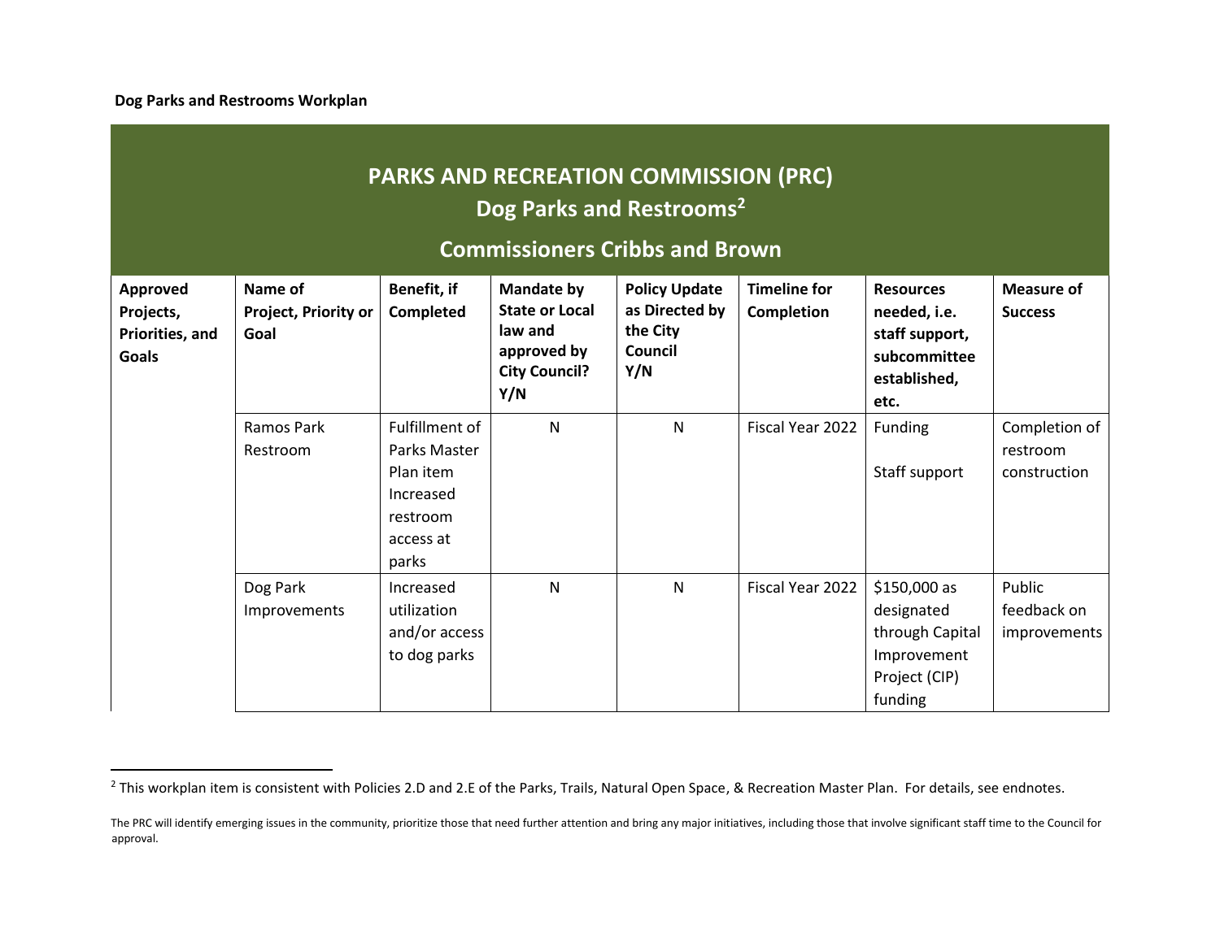**Dog Parks and Restrooms Workplan**

| PARKS AND RECREATION COMMISSION (PRC)<br>Dog Parks and Restrooms[2]<br>Commissioners Cribbs and Brown | | | | | | | |
|---|---|---|---|---|---|---|---|
| **Approved Projects, Priorities, and Goals** | **Name of Project, Priority or Goal** | **Benefit, if Completed** | **Mandate by State or Local law and approved by City Council? Y/N** | **Policy Update as Directed by the City Council Y/N** | **Timeline for Completion** | **Resources needed, i.e. staff support, subcommittee established, etc.** | **Measure of Success** |
| | Ramos Park Restroom | Fulfillment of Parks Master Plan item<br>Increased restroom access at parks | N | N | Fiscal Year 2022 | Funding<br><br>Staff support | Completion of restroom construction |
| | Dog Park Improvements | Increased utilization and/or access to dog parks | N | N | Fiscal Year 2022 | $150,000 as designated through Capital Improvement Project (CIP) funding | Public feedback on improvements |

[2] This workplan item is consistent with Policies 2.D and 2.E of the Parks, Trails, Natural Open Space, & Recreation Master Plan. For details, see endnotes.

The PRC will identify emerging issues in the community, prioritize those that need further attention and bring any major initiatives, including those that involve significant staff time to the Council for approval.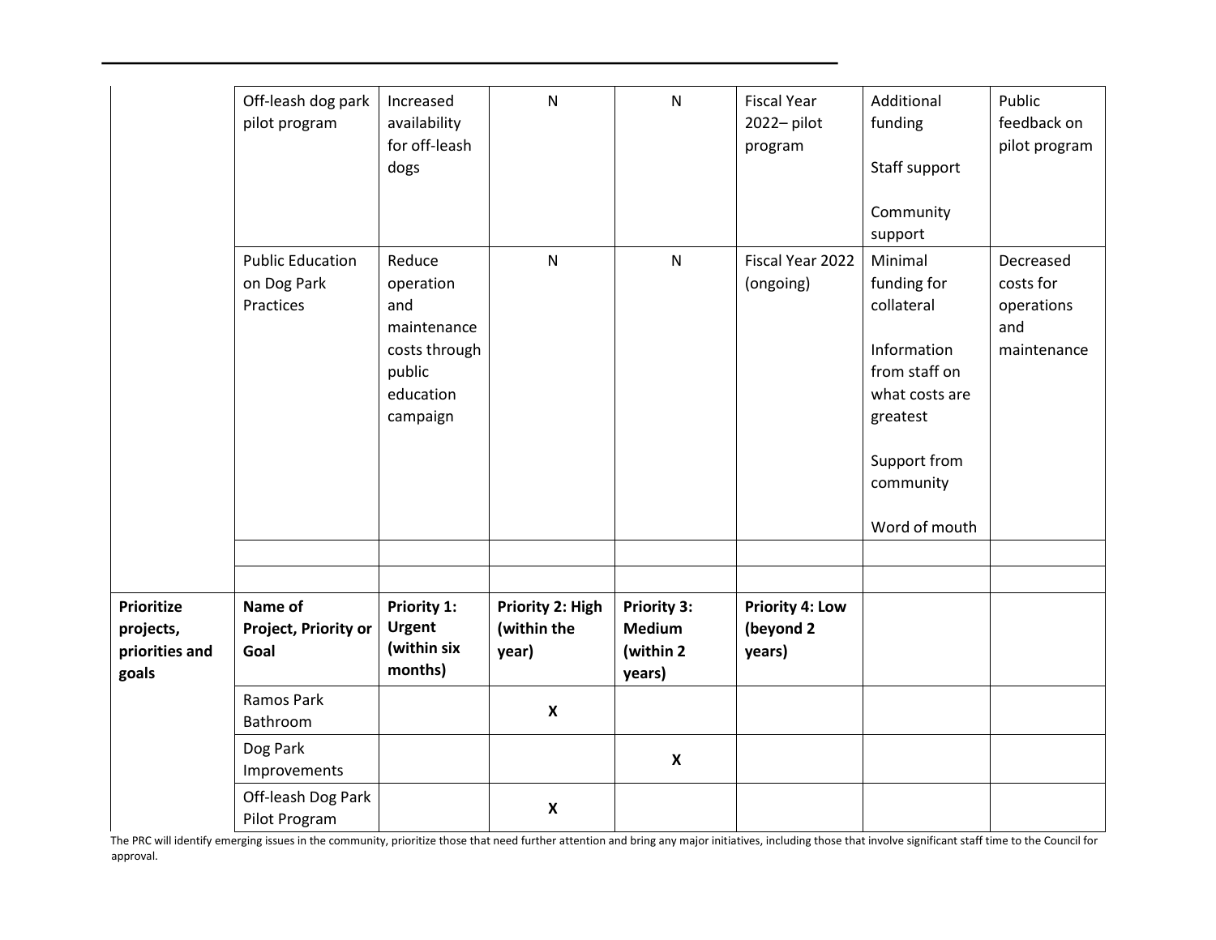| | | | | | | | |
|---|---|---|---|---|---|---|---|
| | Off-leash dog park pilot program | Increased availability for off-leash dogs | N | N | Fiscal Year 2022– pilot program | Additional funding<br><br>Staff support<br><br>Community support | Public feedback on pilot program |
| | Public Education on Dog Park Practices | Reduce operation and maintenance costs through public education campaign | N | N | Fiscal Year 2022 (ongoing) | Minimal funding for collateral<br><br>Information from staff on what costs are greatest<br><br>Support from community<br><br>Word of mouth | Decreased costs for operations and maintenance |
| | | | | | | | |
| | | | | | | | |
| **Prioritize projects, priorities and goals** | **Name of Project, Priority or Goal** | **Priority 1: Urgent (within six months)** | **Priority 2: High (within the year)** | **Priority 3: Medium (within 2 years)** | **Priority 4: Low (beyond 2 years)** | | |
| | Ramos Park Bathroom | | **X** | | | | |
| | Dog Park Improvements | | | **X** | | | |
| | Off-leash Dog Park Pilot Program | | **X** | | | | |

The PRC will identify emerging issues in the community, prioritize those that need further attention and bring any major initiatives, including those that involve significant staff time to the Council for approval.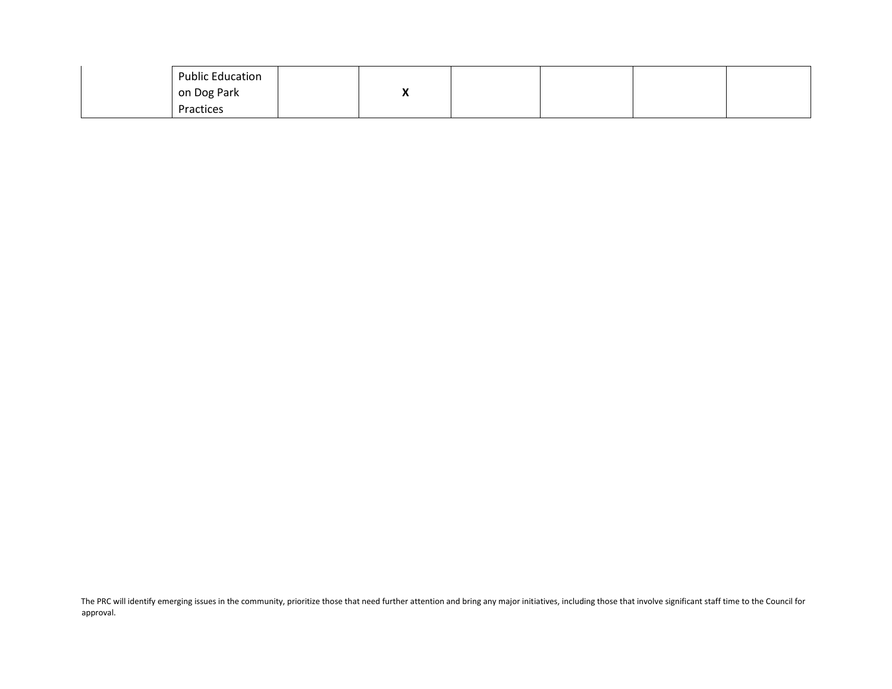| | | | | | | | |
|---|---|---|---|---|---|---|---|
| | Public Education on Dog Park Practices | | **X** | | | | |

The PRC will identify emerging issues in the community, prioritize those that need further attention and bring any major initiatives, including those that involve significant staff time to the Council for approval.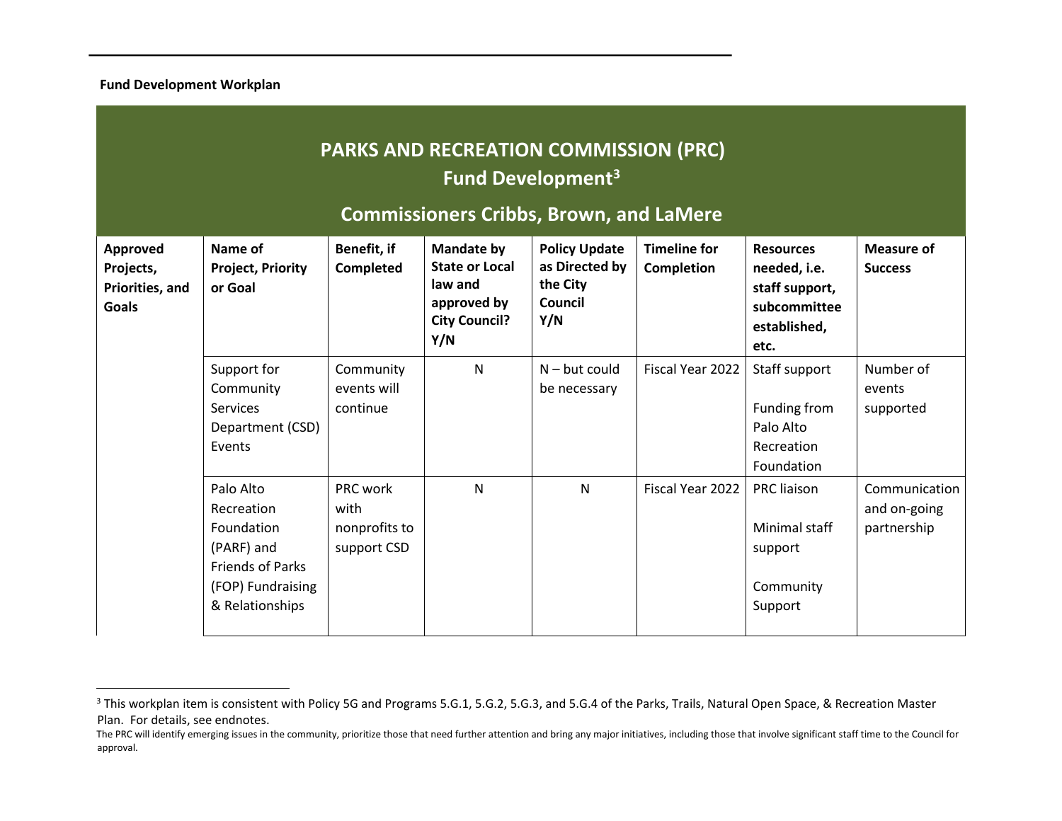**Fund Development Workplan**

| PARKS AND RECREATION COMMISSION (PRC) Fund Development[3] Commissioners Cribbs, Brown, and LaMere | | | | | | | |
|---|---|---|---|---|---|---|---|
| **Approved Projects, Priorities, and Goals** | **Name of Project, Priority or Goal** | **Benefit, if Completed** | **Mandate by State or Local law and approved by City Council? Y/N** | **Policy Update as Directed by the City Council Y/N** | **Timeline for Completion** | **Resources needed, i.e. staff support, subcommittee established, etc.** | **Measure of Success** |
| | Support for Community Services Department (CSD) Events | Community events will continue | N | N – but could be necessary | Fiscal Year 2022 | Staff support<br><br>Funding from Palo Alto Recreation Foundation | Number of events supported |
| | Palo Alto Recreation Foundation (PARF) and Friends of Parks (FOP) Fundraising & Relationships | PRC work with nonprofits to support CSD | N | N | Fiscal Year 2022 | PRC liaison<br><br>Minimal staff support<br><br>Community Support | Communication and on-going partnership |

[3] This workplan item is consistent with Policy 5G and Programs 5.G.1, 5.G.2, 5.G.3, and 5.G.4 of the Parks, Trails, Natural Open Space, & Recreation Master Plan. For details, see endnotes.

The PRC will identify emerging issues in the community, prioritize those that need further attention and bring any major initiatives, including those that involve significant staff time to the Council for approval.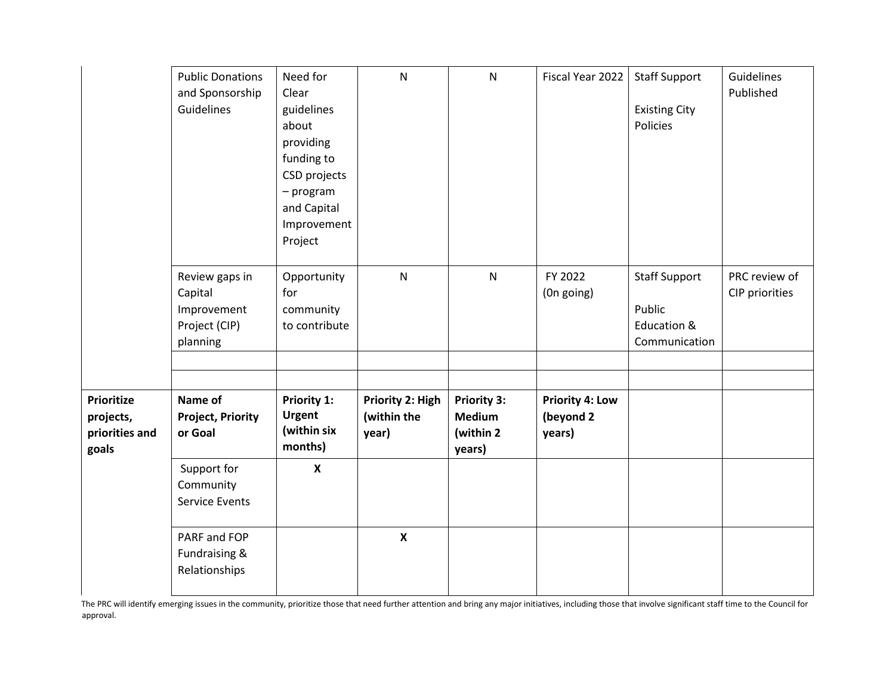| | | | | | | | |
|---|---|---|---|---|---|---|---|
| | Public Donations and Sponsorship Guidelines | Need for Clear guidelines about providing funding to CSD projects – program and Capital Improvement Project | N | N | Fiscal Year 2022 | Staff Support<br><br>Existing City Policies | Guidelines Published |
| | Review gaps in Capital Improvement Project (CIP) planning | Opportunity for community to contribute | N | N | FY 2022 (0n going) | Staff Support<br><br>Public Education & Communication | PRC review of CIP priorities |
| | | | | | | | |
| | | | | | | | |
| **Prioritize projects, priorities and goals** | **Name of Project, Priority or Goal** | **Priority 1: Urgent (within six months)** | **Priority 2: High (within the year)** | **Priority 3: Medium (within 2 years)** | **Priority 4: Low (beyond 2 years)** | | |
| | Support for Community Service Events | **X** | | | | | |
| | PARF and FOP Fundraising & Relationships | | **X** | | | | |

The PRC will identify emerging issues in the community, prioritize those that need further attention and bring any major initiatives, including those that involve significant staff time to the Council for approval.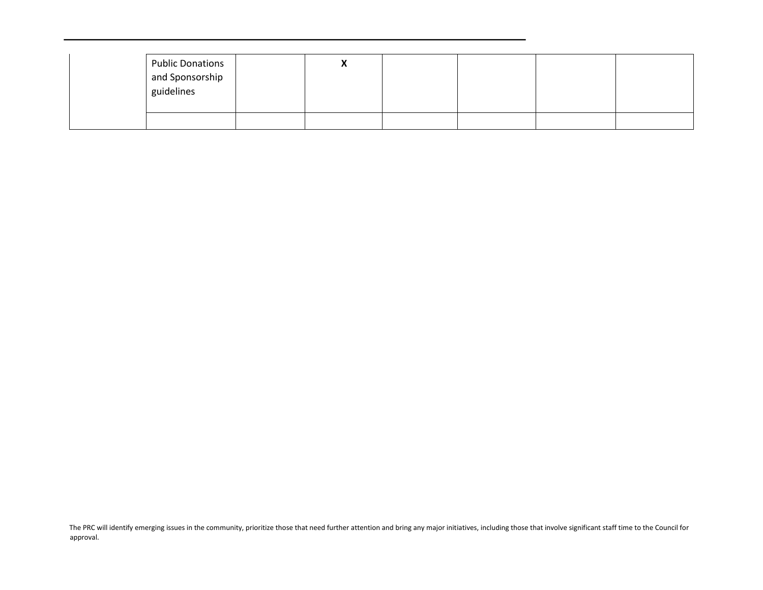|  |  |  |  |  |  |  |  |
|---|---|---|---|---|---|---|---|
|  | Public Donations and Sponsorship guidelines |  | **X** |  |  |  |  |
|  |  |  |  |  |  |  |  |

The PRC will identify emerging issues in the community, prioritize those that need further attention and bring any major initiatives, including those that involve significant staff time to the Council for approval.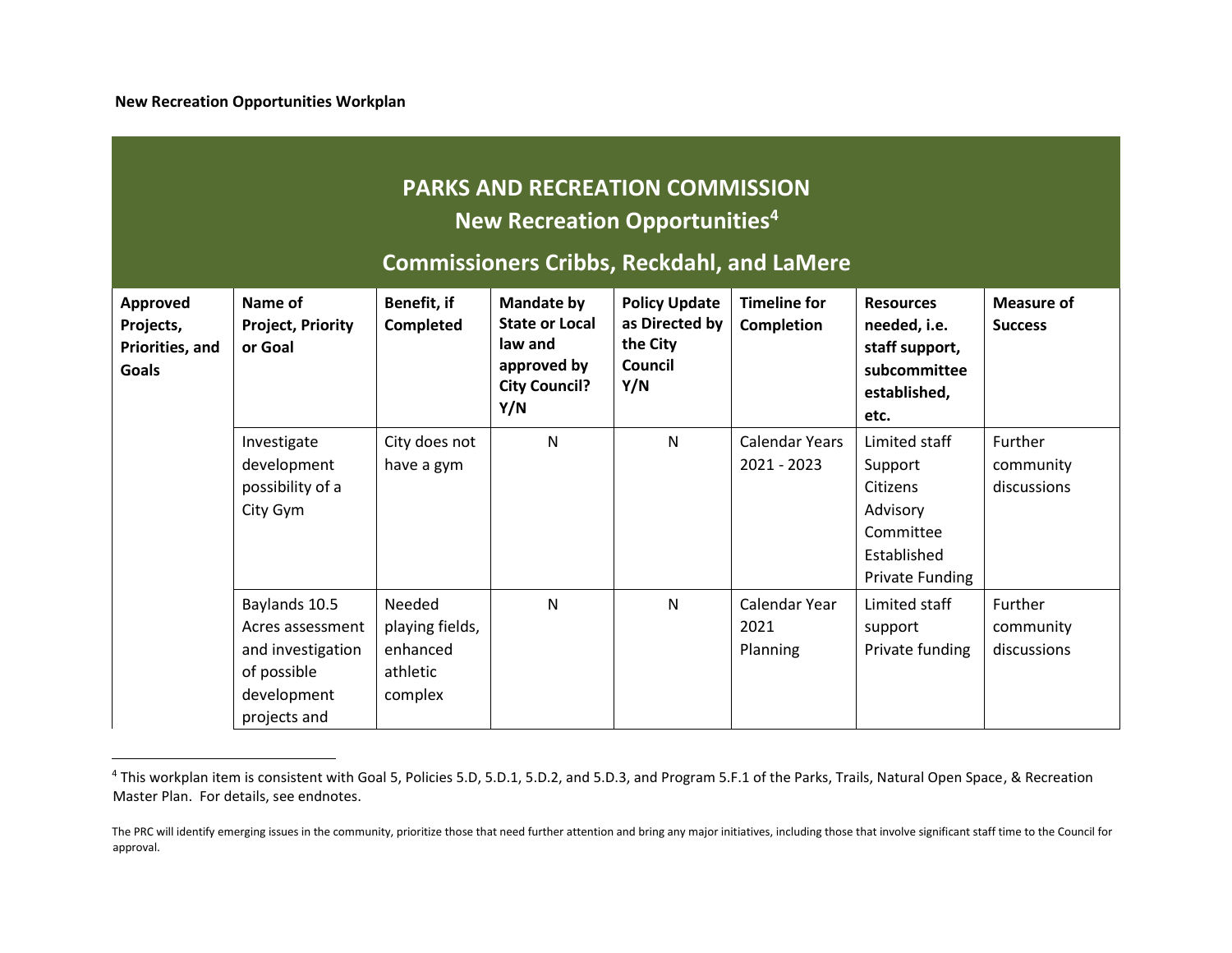**New Recreation Opportunities Workplan**

| PARKS AND RECREATION COMMISSION New Recreation Opportunities[4] Commissioners Cribbs, Reckdahl, and LaMere | | | | | | | |
|---|---|---|---|---|---|---|---|
| **Approved Projects, Priorities, and Goals** | **Name of Project, Priority or Goal** | **Benefit, if Completed** | **Mandate by State or Local law and approved by City Council? Y/N** | **Policy Update as Directed by the City Council Y/N** | **Timeline for Completion** | **Resources needed, i.e. staff support, subcommittee established, etc.** | **Measure of Success** |
| | Investigate development possibility of a City Gym | City does not have a gym | N | N | Calendar Years 2021 - 2023 | Limited staff Support Citizens Advisory Committee Established Private Funding | Further community discussions |
| | Baylands 10.5 Acres assessment and investigation of possible development projects and | Needed playing fields, enhanced athletic complex | N | N | Calendar Year 2021 Planning | Limited staff support Private funding | Further community discussions |

[4] This workplan item is consistent with Goal 5, Policies 5.D, 5.D.1, 5.D.2, and 5.D.3, and Program 5.F.1 of the Parks, Trails, Natural Open Space, & Recreation Master Plan. For details, see endnotes.

The PRC will identify emerging issues in the community, prioritize those that need further attention and bring any major initiatives, including those that involve significant staff time to the Council for approval.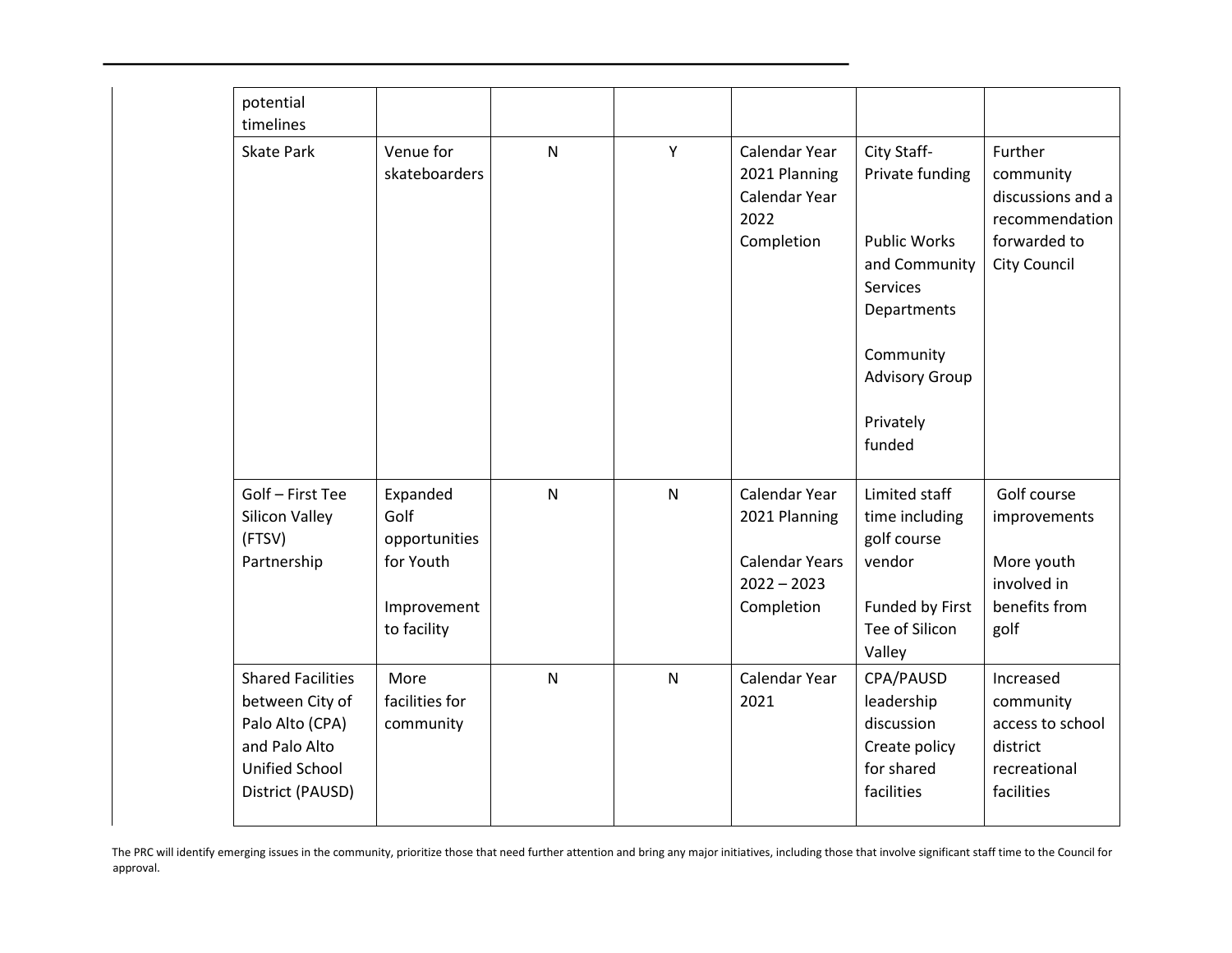| | | | | | | |
|---|---|---|---|---|---|---|
| potential timelines | | | | | | |
| Skate Park | Venue for skateboarders | N | Y | Calendar Year 2021 Planning Calendar Year 2022 Completion | City Staff-Private funding<br><br>Public Works and Community Services Departments<br><br>Community Advisory Group<br><br>Privately funded | Further community discussions and a recommendation forwarded to City Council |
| Golf – First Tee Silicon Valley (FTSV) Partnership | Expanded Golf opportunities for Youth<br><br>Improvement to facility | N | N | Calendar Year 2021 Planning<br><br>Calendar Years 2022 – 2023 Completion | Limited staff time including golf course vendor<br><br>Funded by First Tee of Silicon Valley | Golf course improvements<br><br>More youth involved in benefits from golf |
| Shared Facilities between City of Palo Alto (CPA) and Palo Alto Unified School District (PAUSD) | More facilities for community | N | N | Calendar Year 2021 | CPA/PAUSD leadership discussion Create policy for shared facilities | Increased community access to school district recreational facilities |

The PRC will identify emerging issues in the community, prioritize those that need further attention and bring any major initiatives, including those that involve significant staff time to the Council for approval.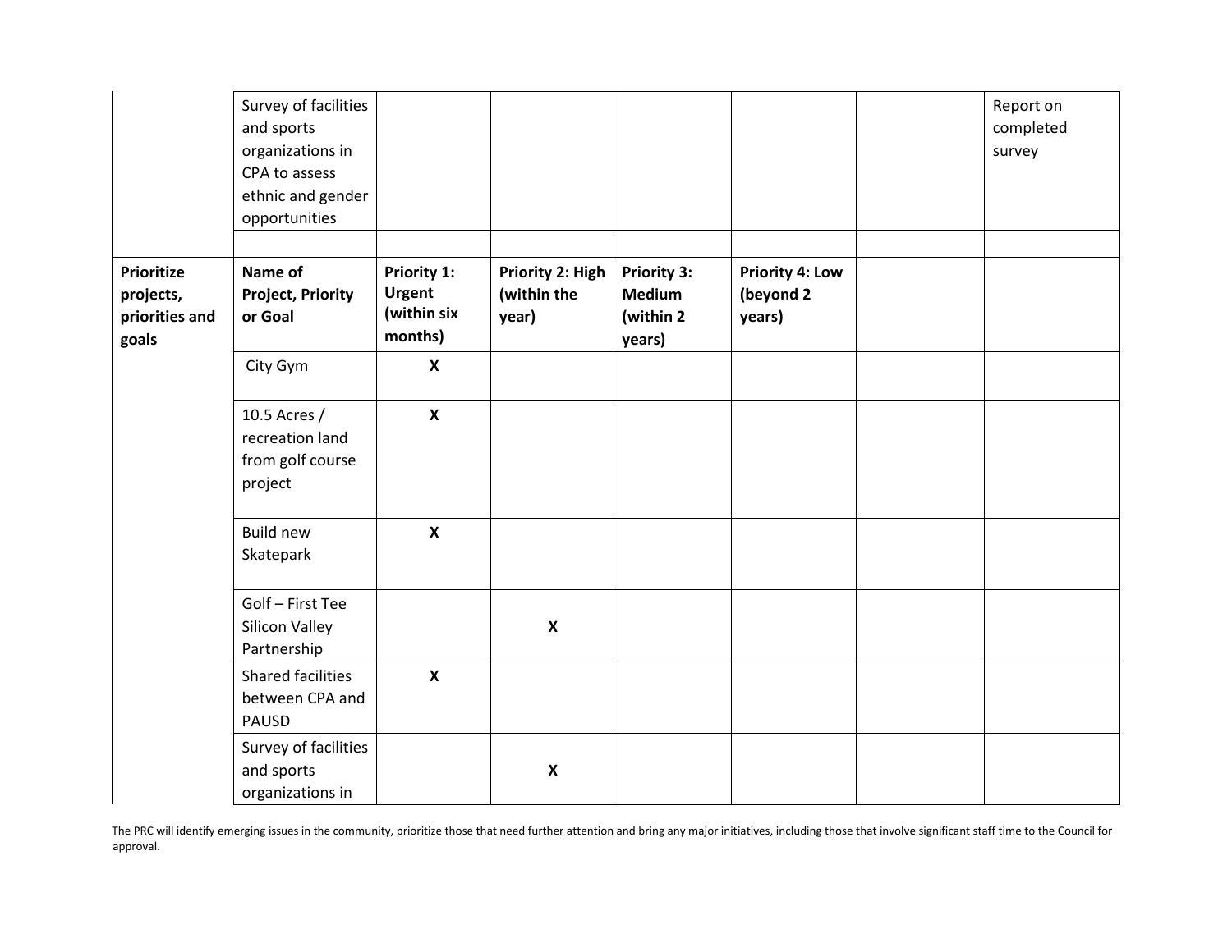| | | | | | | | |
|---|---|---|---|---|---|---|---|
| | Survey of facilities and sports organizations in CPA to assess ethnic and gender opportunities | | | | | | Report on completed survey |
| | | | | | | | |
| **Prioritize projects, priorities and goals** | **Name of Project, Priority or Goal** | **Priority 1: Urgent (within six months)** | **Priority 2: High (within the year)** | **Priority 3: Medium (within 2 years)** | **Priority 4: Low (beyond 2 years)** | | |
| | City Gym | **X** | | | | | |
| | 10.5 Acres / recreation land from golf course project | **X** | | | | | |
| | Build new Skatepark | **X** | | | | | |
| | Golf – First Tee Silicon Valley Partnership | | **X** | | | | |
| | Shared facilities between CPA and PAUSD | **X** | | | | | |
| | Survey of facilities and sports organizations in | | **X** | | | | |

The PRC will identify emerging issues in the community, prioritize those that need further attention and bring any major initiatives, including those that involve significant staff time to the Council for approval.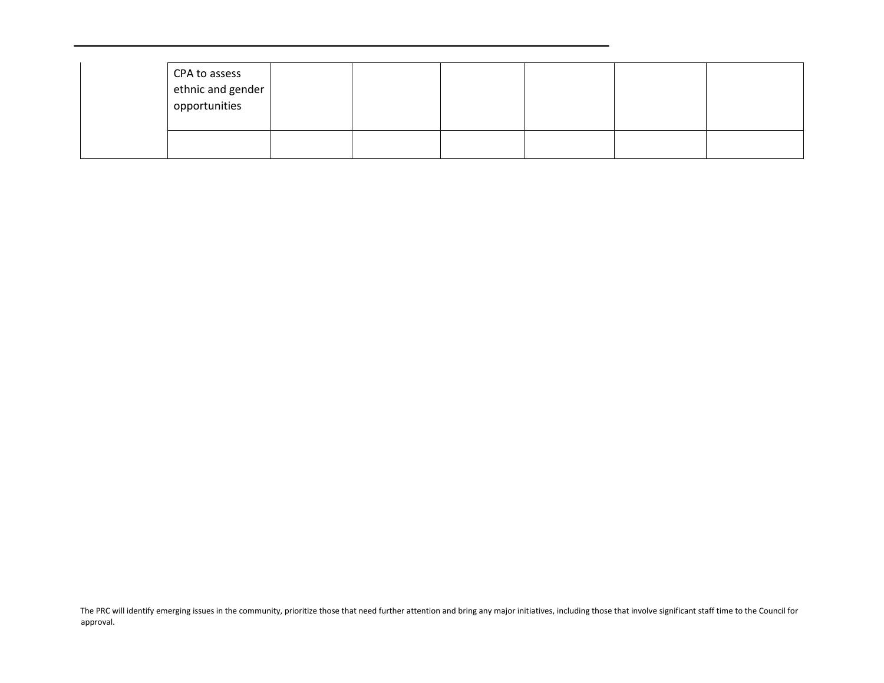| | | | | | | | |
|---|---|---|---|---|---|---|---|
| | CPA to assess ethnic and gender opportunities | | | | | | |
| | | | | | | | |

The PRC will identify emerging issues in the community, prioritize those that need further attention and bring any major initiatives, including those that involve significant staff time to the Council for approval.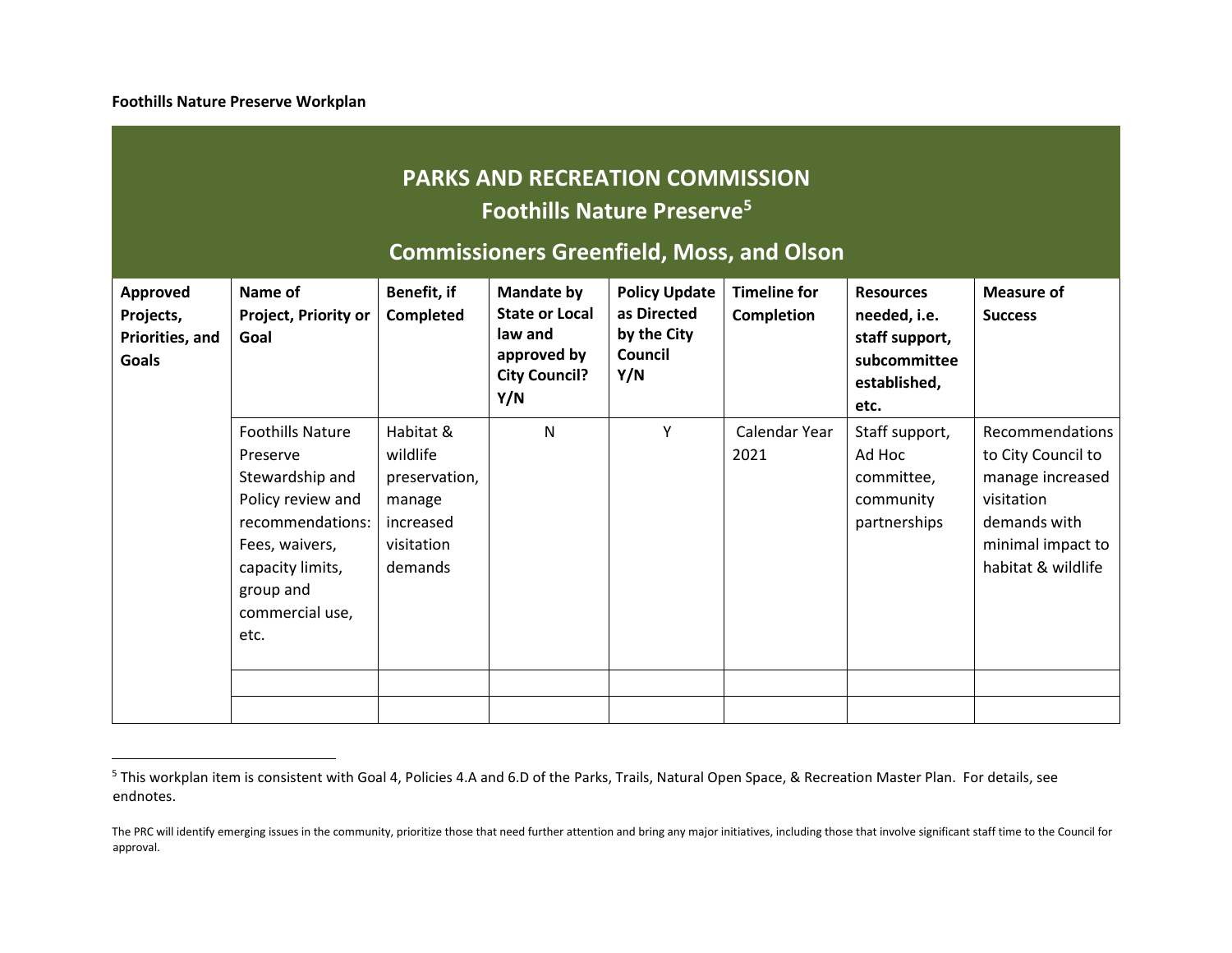**Foothills Nature Preserve Workplan**

| PARKS AND RECREATION COMMISSION<br>Foothills Nature Preserve[5]<br>Commissioners Greenfield, Moss, and Olson | | | | | | | |
|---|---|---|---|---|---|---|---|
| **Approved Projects, Priorities, and Goals** | **Name of Project, Priority or Goal** | **Benefit, if Completed** | **Mandate by State or Local law and approved by City Council? Y/N** | **Policy Update as Directed by the City Council Y/N** | **Timeline for Completion** | **Resources needed, i.e. staff support, subcommittee established, etc.** | **Measure of Success** |
| | Foothills Nature Preserve Stewardship and Policy review and recommendations: Fees, waivers, capacity limits, group and commercial use, etc. | Habitat & wildlife preservation, manage increased visitation demands | N | Y | Calendar Year 2021 | Staff support, Ad Hoc committee, community partnerships | Recommendations to City Council to manage increased visitation demands with minimal impact to habitat & wildlife |
| | | | | | | | |
| | | | | | | | |

[5] This workplan item is consistent with Goal 4, Policies 4.A and 6.D of the Parks, Trails, Natural Open Space, & Recreation Master Plan. For details, see endnotes.

The PRC will identify emerging issues in the community, prioritize those that need further attention and bring any major initiatives, including those that involve significant staff time to the Council for approval.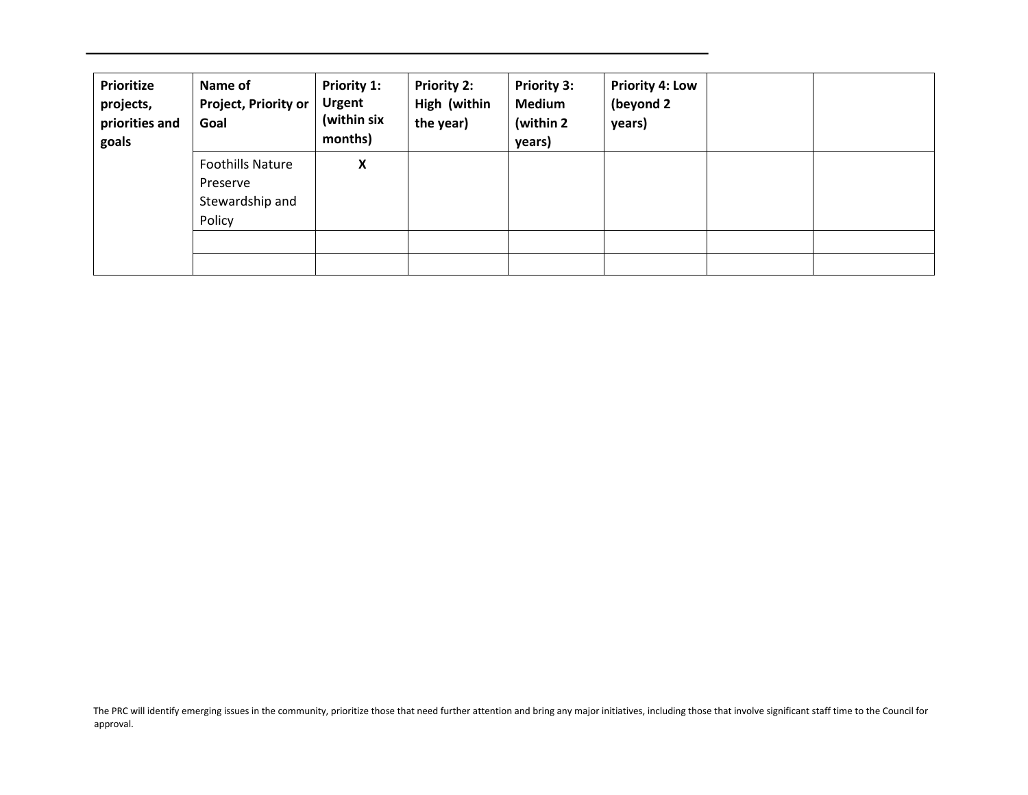| Prioritize projects, priorities and goals | Name of Project, Priority or Goal | Priority 1: Urgent (within six months) | Priority 2: High (within the year) | Priority 3: Medium (within 2 years) | Priority 4: Low (beyond 2 years) | | |
|---|---|---|---|---|---|---|---|
| | Foothills Nature Preserve Stewardship and Policy | **X** | | | | | |
| | | | | | | | |
| | | | | | | | |

The PRC will identify emerging issues in the community, prioritize those that need further attention and bring any major initiatives, including those that involve significant staff time to the Council for approval.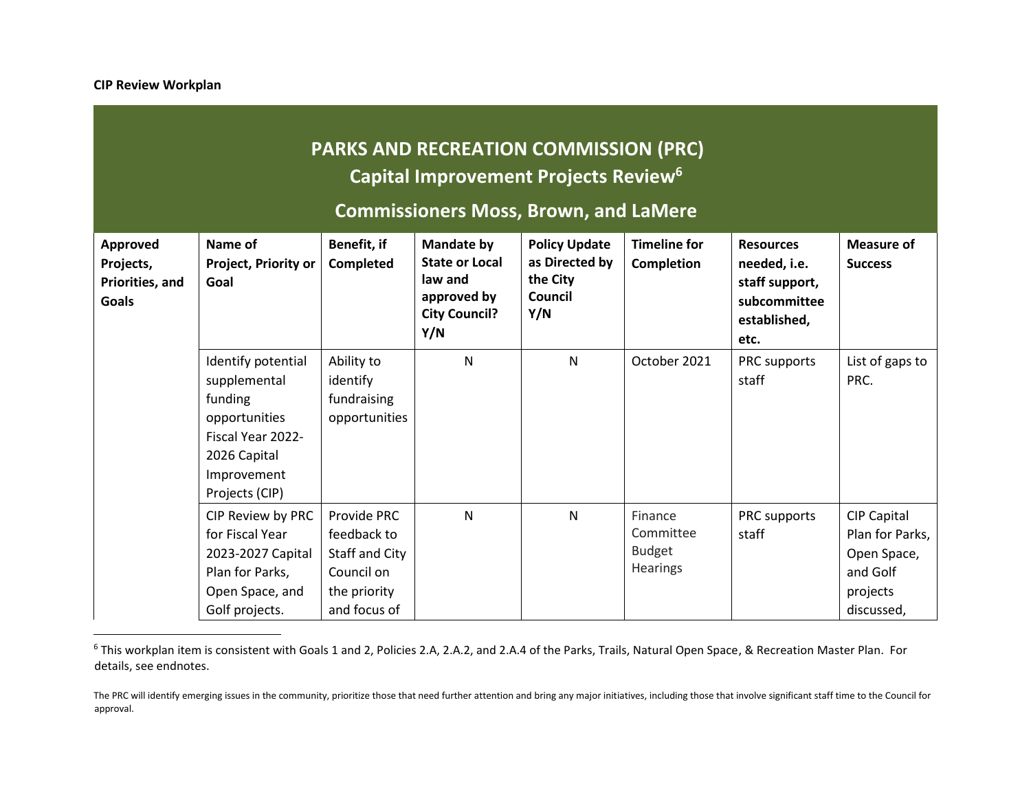**CIP Review Workplan**

| PARKS AND RECREATION COMMISSION (PRC) Capital Improvement Projects Review[6] Commissioners Moss, Brown, and LaMere | | | | | | | |
|---|---|---|---|---|---|---|---|
| **Approved Projects, Priorities, and Goals** | **Name of Project, Priority or Goal** | **Benefit, if Completed** | **Mandate by State or Local law and approved by City Council? Y/N** | **Policy Update as Directed by the City Council Y/N** | **Timeline for Completion** | **Resources needed, i.e. staff support, subcommittee established, etc.** | **Measure of Success** |
| | Identify potential supplemental funding opportunities Fiscal Year 2022-2026 Capital Improvement Projects (CIP) | Ability to identify fundraising opportunities | N | N | October 2021 | PRC supports staff | List of gaps to PRC. |
| | CIP Review by PRC for Fiscal Year 2023-2027 Capital Plan for Parks, Open Space, and Golf projects. | Provide PRC feedback to Staff and City Council on the priority and focus of | N | N | Finance Committee Budget Hearings | PRC supports staff | CIP Capital Plan for Parks, Open Space, and Golf projects discussed, |

[6] This workplan item is consistent with Goals 1 and 2, Policies 2.A, 2.A.2, and 2.A.4 of the Parks, Trails, Natural Open Space, & Recreation Master Plan. For details, see endnotes.

The PRC will identify emerging issues in the community, prioritize those that need further attention and bring any major initiatives, including those that involve significant staff time to the Council for approval.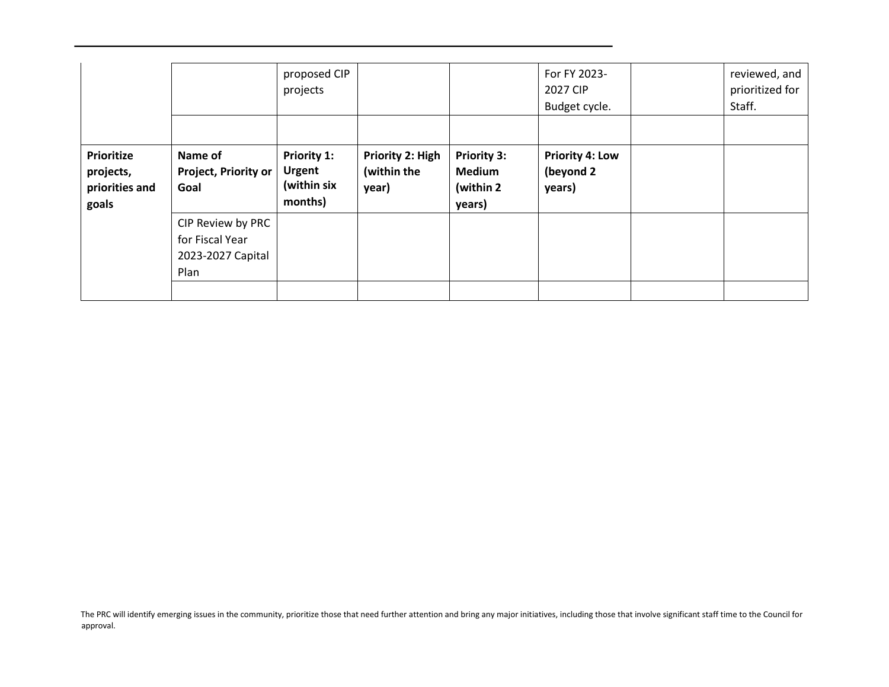| | | proposed CIP projects | | | For FY 2023-2027 CIP Budget cycle. | | reviewed, and prioritized for Staff. |
|---|---|---|---|---|---|---|---|
| | | | | | | | |
| **Prioritize projects, priorities and goals** | **Name of Project, Priority or Goal** | **Priority 1: Urgent (within six months)** | **Priority 2: High (within the year)** | **Priority 3: Medium (within 2 years)** | **Priority 4: Low (beyond 2 years)** | | |
| | CIP Review by PRC for Fiscal Year 2023-2027 Capital Plan | | | | | | |
| | | | | | | | |

The PRC will identify emerging issues in the community, prioritize those that need further attention and bring any major initiatives, including those that involve significant staff time to the Council for approval.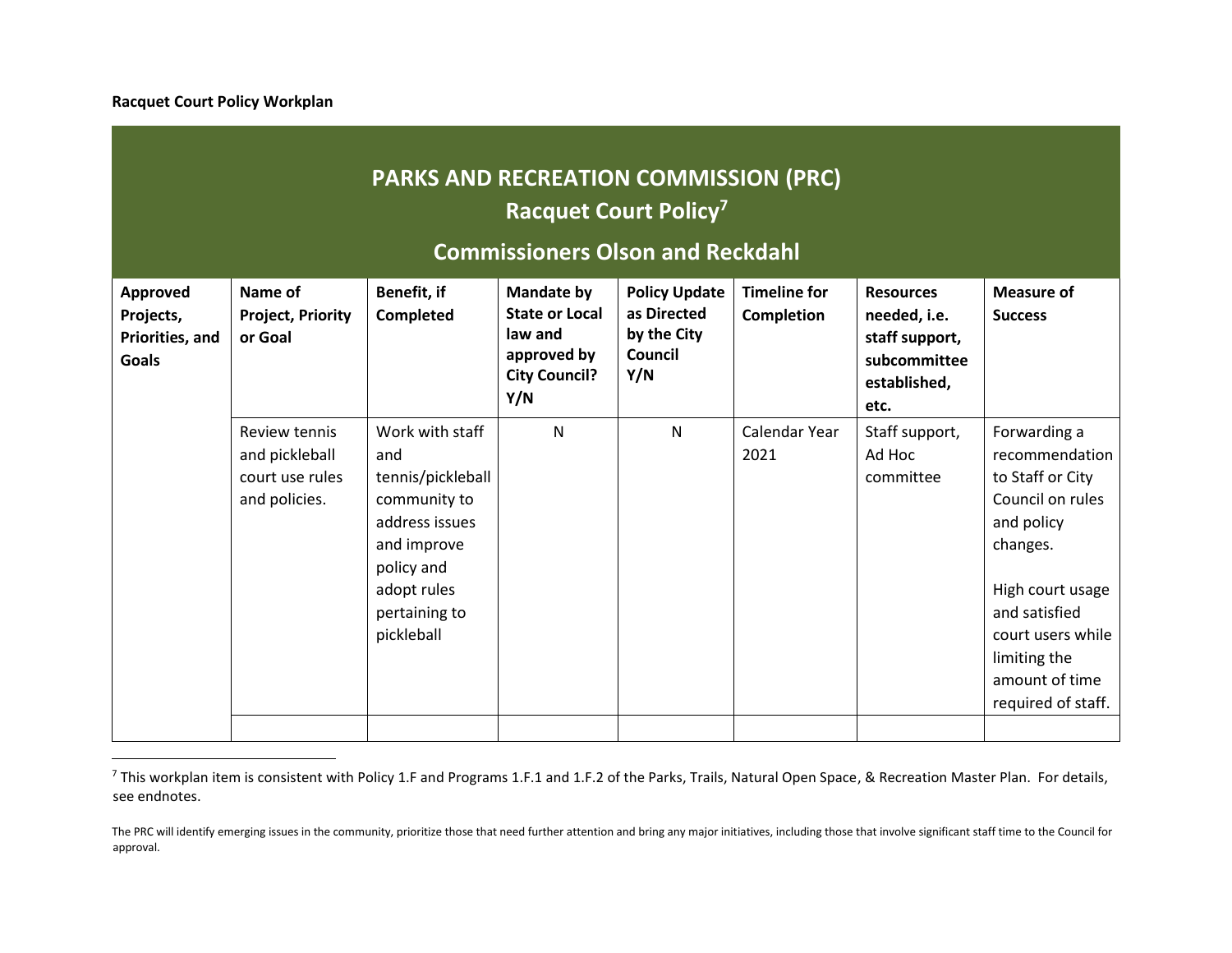**Racquet Court Policy Workplan**

| PARKS AND RECREATION COMMISSION (PRC)<br>Racquet Court Policy[7]<br>Commissioners Olson and Reckdahl | | | | | | | |
|---|---|---|---|---|---|---|---|
| **Approved Projects, Priorities, and Goals** | **Name of Project, Priority or Goal** | **Benefit, if Completed** | **Mandate by State or Local law and approved by City Council? Y/N** | **Policy Update as Directed by the City Council Y/N** | **Timeline for Completion** | **Resources needed, i.e. staff support, subcommittee established, etc.** | **Measure of Success** |
| | Review tennis and pickleball court use rules and policies. | Work with staff and tennis/pickleball community to address issues and improve policy and adopt rules pertaining to pickleball | N | N | Calendar Year 2021 | Staff support, Ad Hoc committee | Forwarding a recommendation to Staff or City Council on rules and policy changes.<br><br>High court usage and satisfied court users while limiting the amount of time required of staff. |
| | | | | | | | |

[7] This workplan item is consistent with Policy 1.F and Programs 1.F.1 and 1.F.2 of the Parks, Trails, Natural Open Space, & Recreation Master Plan. For details, see endnotes.

The PRC will identify emerging issues in the community, prioritize those that need further attention and bring any major initiatives, including those that involve significant staff time to the Council for approval.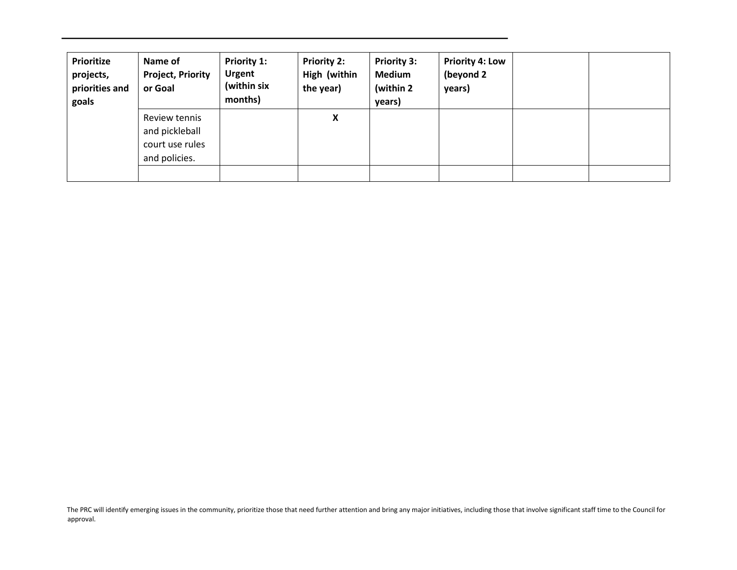| Prioritize projects, priorities and goals | Name of Project, Priority or Goal | Priority 1: Urgent (within six months) | Priority 2: High (within the year) | Priority 3: Medium (within 2 years) | Priority 4: Low (beyond 2 years) | | |
|---|---|---|---|---|---|---|---|
| | Review tennis and pickleball court use rules and policies. | | **X** | | | | |
| | | | | | | | |

The PRC will identify emerging issues in the community, prioritize those that need further attention and bring any major initiatives, including those that involve significant staff time to the Council for approval.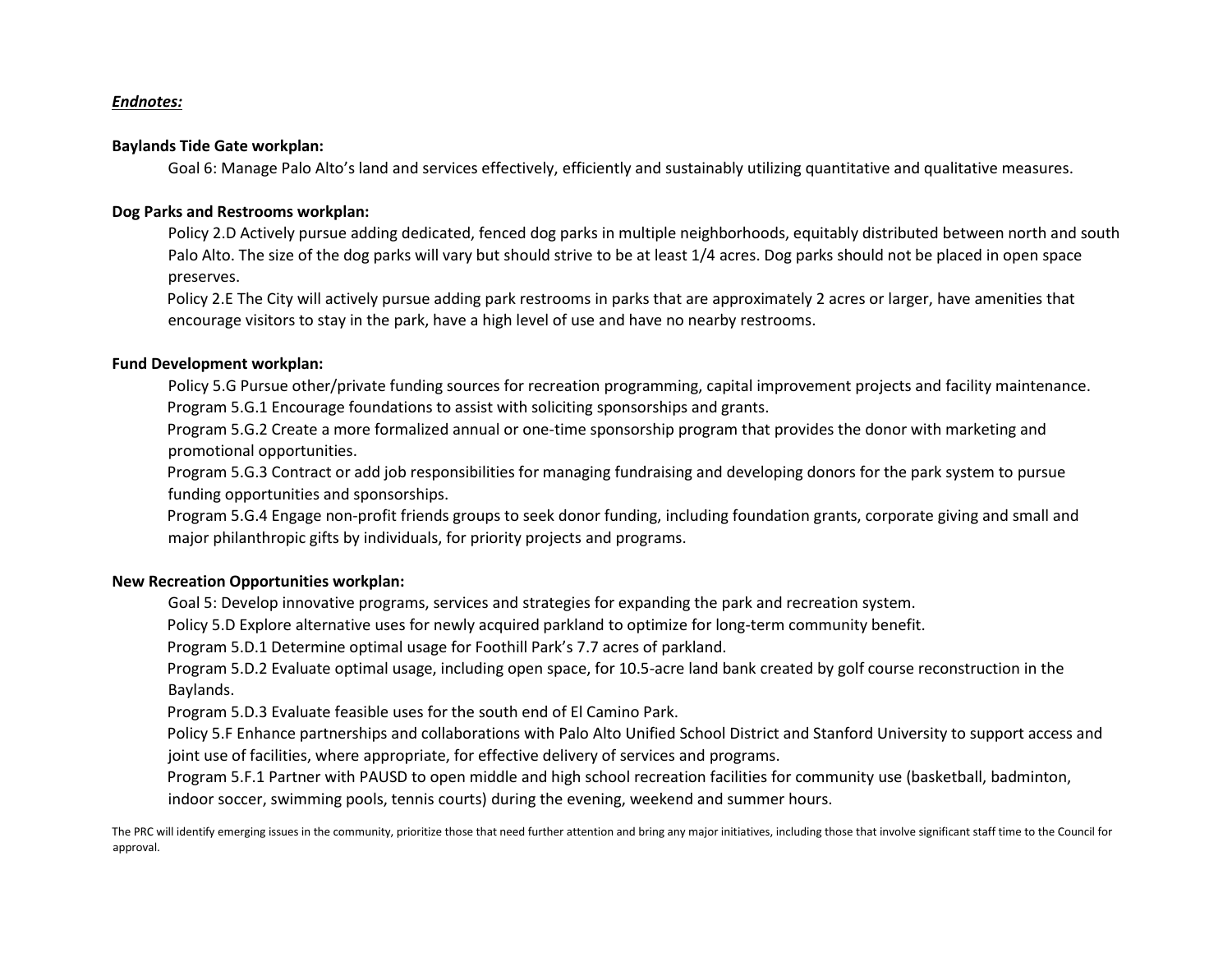***Endnotes:***

**Baylands Tide Gate workplan:**

Goal 6: Manage Palo Alto's land and services effectively, efficiently and sustainably utilizing quantitative and qualitative measures.

**Dog Parks and Restrooms workplan:**

Policy 2.D Actively pursue adding dedicated, fenced dog parks in multiple neighborhoods, equitably distributed between north and south Palo Alto. The size of the dog parks will vary but should strive to be at least 1/4 acres. Dog parks should not be placed in open space preserves.

Policy 2.E The City will actively pursue adding park restrooms in parks that are approximately 2 acres or larger, have amenities that encourage visitors to stay in the park, have a high level of use and have no nearby restrooms.

**Fund Development workplan:**

Policy 5.G Pursue other/private funding sources for recreation programming, capital improvement projects and facility maintenance.

Program 5.G.1 Encourage foundations to assist with soliciting sponsorships and grants.

Program 5.G.2 Create a more formalized annual or one-time sponsorship program that provides the donor with marketing and promotional opportunities.

Program 5.G.3 Contract or add job responsibilities for managing fundraising and developing donors for the park system to pursue funding opportunities and sponsorships.

Program 5.G.4 Engage non-profit friends groups to seek donor funding, including foundation grants, corporate giving and small and major philanthropic gifts by individuals, for priority projects and programs.

**New Recreation Opportunities workplan:**

Goal 5: Develop innovative programs, services and strategies for expanding the park and recreation system.

Policy 5.D Explore alternative uses for newly acquired parkland to optimize for long-term community benefit.

Program 5.D.1 Determine optimal usage for Foothill Park's 7.7 acres of parkland.

Program 5.D.2 Evaluate optimal usage, including open space, for 10.5-acre land bank created by golf course reconstruction in the Baylands.

Program 5.D.3 Evaluate feasible uses for the south end of El Camino Park.

Policy 5.F Enhance partnerships and collaborations with Palo Alto Unified School District and Stanford University to support access and joint use of facilities, where appropriate, for effective delivery of services and programs.

Program 5.F.1 Partner with PAUSD to open middle and high school recreation facilities for community use (basketball, badminton, indoor soccer, swimming pools, tennis courts) during the evening, weekend and summer hours.

The PRC will identify emerging issues in the community, prioritize those that need further attention and bring any major initiatives, including those that involve significant staff time to the Council for approval.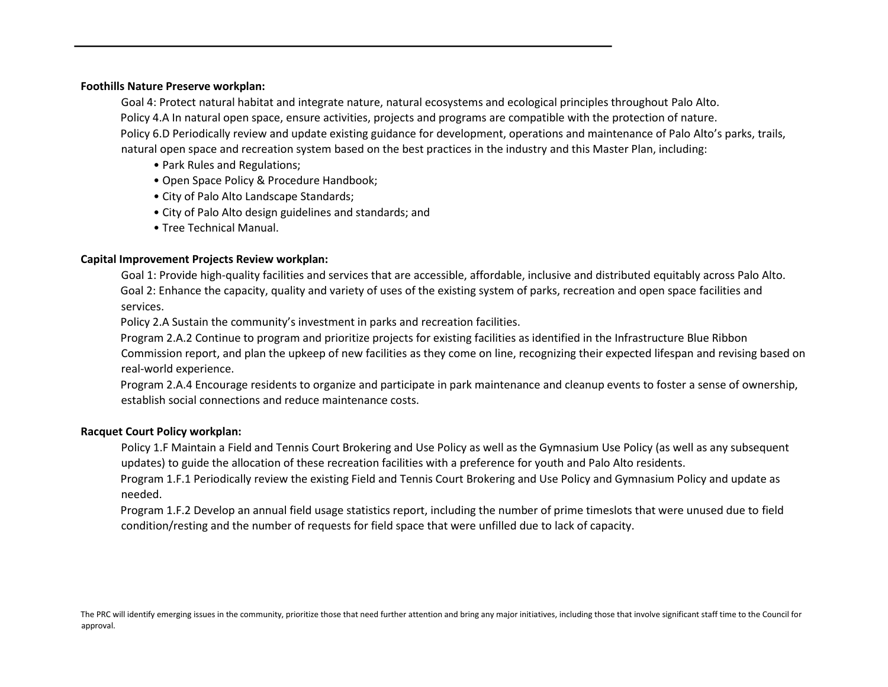**Foothills Nature Preserve workplan:**

Goal 4: Protect natural habitat and integrate nature, natural ecosystems and ecological principles throughout Palo Alto.

Policy 4.A In natural open space, ensure activities, projects and programs are compatible with the protection of nature.

Policy 6.D Periodically review and update existing guidance for development, operations and maintenance of Palo Alto's parks, trails, natural open space and recreation system based on the best practices in the industry and this Master Plan, including:

- Park Rules and Regulations;
- Open Space Policy & Procedure Handbook;
- City of Palo Alto Landscape Standards;
- City of Palo Alto design guidelines and standards; and
- Tree Technical Manual.

**Capital Improvement Projects Review workplan:**

Goal 1: Provide high-quality facilities and services that are accessible, affordable, inclusive and distributed equitably across Palo Alto.

Goal 2: Enhance the capacity, quality and variety of uses of the existing system of parks, recreation and open space facilities and services.

Policy 2.A Sustain the community's investment in parks and recreation facilities.

Program 2.A.2 Continue to program and prioritize projects for existing facilities as identified in the Infrastructure Blue Ribbon Commission report, and plan the upkeep of new facilities as they come on line, recognizing their expected lifespan and revising based on real-world experience.

Program 2.A.4 Encourage residents to organize and participate in park maintenance and cleanup events to foster a sense of ownership, establish social connections and reduce maintenance costs.

**Racquet Court Policy workplan:**

Policy 1.F Maintain a Field and Tennis Court Brokering and Use Policy as well as the Gymnasium Use Policy (as well as any subsequent updates) to guide the allocation of these recreation facilities with a preference for youth and Palo Alto residents.

Program 1.F.1 Periodically review the existing Field and Tennis Court Brokering and Use Policy and Gymnasium Policy and update as needed.

Program 1.F.2 Develop an annual field usage statistics report, including the number of prime timeslots that were unused due to field condition/resting and the number of requests for field space that were unfilled due to lack of capacity.

The PRC will identify emerging issues in the community, prioritize those that need further attention and bring any major initiatives, including those that involve significant staff time to the Council for approval.